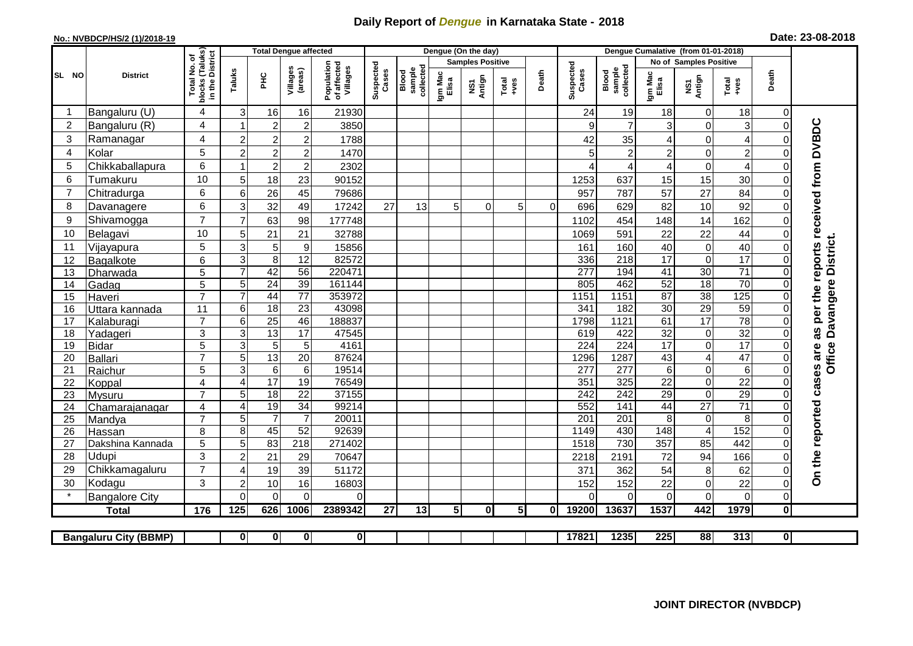# Daily Report of *Dengue* in Karnataka State - 2018

**No.: NVBDCP/HS/2 (1)/2018-19**

**Date: 23-08-2018**

| SL NO | District | Total No. of blocks (Taluks) in the District | Total Dengue affected | | | | Dengue (On the day) | | | | | | | Dengue Cumalative (from 01-01-2018) | | | | | | | |
|---|---|---|---|---|---|---|---|---|---|---|---|---|---|---|---|---|---|---|---|---|
| | | | Taluks | PHC | Villages (areas) | Population of affected Villages | Suspected Cases | Blood sample collected | Samples Positive | | | Death | Suspected Cases | Blood sample collected | No of Samples Positive | | | Death | |
| | | | | | | | | | Igm Mac Elisa | NS1 Antign | Total +ves | | | | Igm Mac Elisa | NS1 Antign | Total +ves | | |
| 1 | Bangaluru (U) | 4 | 3 | 16 | 16 | 21930 | | | | | | | 24 | 19 | 18 | 0 | 18 | 0 | On the reported cases are as per the reports received from DVBDC Office Davangere District. |
| 2 | Bangaluru (R) | 4 | 1 | 2 | 2 | 3850 | | | | | | | 9 | 7 | 3 | 0 | 3 | 0 | |
| 3 | Ramanagar | 4 | 2 | 2 | 2 | 1788 | | | | | | | 42 | 35 | 4 | 0 | 4 | 0 | |
| 4 | Kolar | 5 | 2 | 2 | 2 | 1470 | | | | | | | 5 | 2 | 2 | 0 | 2 | 0 | |
| 5 | Chikkaballapura | 6 | 1 | 2 | 2 | 2302 | | | | | | | 4 | 4 | 4 | 0 | 4 | 0 | |
| 6 | Tumakuru | 10 | 5 | 18 | 23 | 90152 | | | | | | | 1253 | 637 | 15 | 15 | 30 | 0 | |
| 7 | Chitradurga | 6 | 6 | 26 | 45 | 79686 | | | | | | | 957 | 787 | 57 | 27 | 84 | 0 | |
| 8 | Davanagere | 6 | 3 | 32 | 49 | 17242 | 27 | 13 | 5 | 0 | 5 | 0 | 696 | 629 | 82 | 10 | 92 | 0 | |
| 9 | Shivamogga | 7 | 7 | 63 | 98 | 177748 | | | | | | | 1102 | 454 | 148 | 14 | 162 | 0 | |
| 10 | Belagavi | 10 | 5 | 21 | 21 | 32788 | | | | | | | 1069 | 591 | 22 | 22 | 44 | 0 | |
| 11 | Vijayapura | 5 | 3 | 5 | 9 | 15856 | | | | | | | 161 | 160 | 40 | 0 | 40 | 0 | |
| 12 | Bagalkote | 6 | 3 | 8 | 12 | 82572 | | | | | | | 336 | 218 | 17 | 0 | 17 | 0 | |
| 13 | Dharwada | 5 | 7 | 42 | 56 | 220471 | | | | | | | 277 | 194 | 41 | 30 | 71 | 0 | |
| 14 | Gadag | 5 | 5 | 24 | 39 | 161144 | | | | | | | 805 | 462 | 52 | 18 | 70 | 0 | |
| 15 | Haveri | 7 | 7 | 44 | 77 | 353972 | | | | | | | 1151 | 1151 | 87 | 38 | 125 | 0 | |
| 16 | Uttara kannada | 11 | 6 | 18 | 23 | 43098 | | | | | | | 341 | 182 | 30 | 29 | 59 | 0 | |
| 17 | Kalaburagi | 7 | 6 | 25 | 46 | 188837 | | | | | | | 1798 | 1121 | 61 | 17 | 78 | 0 | |
| 18 | Yadageri | 3 | 3 | 13 | 17 | 47545 | | | | | | | 619 | 422 | 32 | 0 | 32 | 0 | |
| 19 | Bidar | 5 | 3 | 5 | 5 | 4161 | | | | | | | 224 | 224 | 17 | 0 | 17 | 0 | |
| 20 | Ballari | 7 | 5 | 13 | 20 | 87624 | | | | | | | 1296 | 1287 | 43 | 4 | 47 | 0 | |
| 21 | Raichur | 5 | 3 | 6 | 6 | 19514 | | | | | | | 277 | 277 | 6 | 0 | 6 | 0 | |
| 22 | Koppal | 4 | 4 | 17 | 19 | 76549 | | | | | | | 351 | 325 | 22 | 0 | 22 | 0 | |
| 23 | Mysuru | 7 | 5 | 18 | 22 | 37155 | | | | | | | 242 | 242 | 29 | 0 | 29 | 0 | |
| 24 | Chamarajanagar | 4 | 4 | 19 | 34 | 99214 | | | | | | | 552 | 141 | 44 | 27 | 71 | 0 | |
| 25 | Mandya | 7 | 5 | 7 | 7 | 20011 | | | | | | | 201 | 201 | 8 | 0 | 8 | 0 | |
| 26 | Hassan | 8 | 8 | 45 | 52 | 92639 | | | | | | | 1149 | 430 | 148 | 4 | 152 | 0 | |
| 27 | Dakshina Kannada | 5 | 5 | 83 | 218 | 271402 | | | | | | | 1518 | 730 | 357 | 85 | 442 | 0 | |
| 28 | Udupi | 3 | 2 | 21 | 29 | 70647 | | | | | | | 2218 | 2191 | 72 | 94 | 166 | 0 | |
| 29 | Chikkamagaluru | 7 | 4 | 19 | 39 | 51172 | | | | | | | 371 | 362 | 54 | 8 | 62 | 0 | |
| 30 | Kodagu | 3 | 2 | 10 | 16 | 16803 | | | | | | | 152 | 152 | 22 | 0 | 22 | 0 | |
| * | Bangalore City | | 0 | 0 | 0 | 0 | | | | | | | 0 | 0 | 0 | 0 | 0 | 0 | |
| | **Total** | **176** | **125** | **626** | **1006** | **2389342** | **27** | **13** | **5** | **0** | **5** | **0** | **19200** | **13637** | **1537** | **442** | **1979** | **0** | |

| | | | | | | | | | | | | | | | | | | |
|---|---|---|---|---|---|---|---|---|---|---|---|---|---|---|---|---|---|---|
| **Bangaluru City (BBMP)** | | **0** | **0** | **0** | **0** | | | | | | | **17821** | **1235** | **225** | **88** | **313** | **0** | |

**JOINT DIRECTOR (NVBDCP)**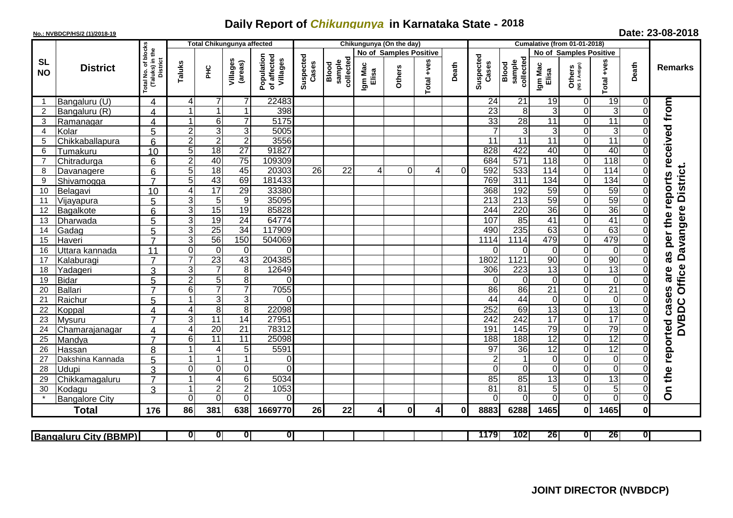# Daily Report of *Chikungunya* in Karnataka State - 2018

**No.: NVBDCP/HS/2 (1)/2018-19**

**Date: 23-08-2018**

| SL NO | District | Total No. of blocks (Taluks) in the District | Total Chikungunya affected | | | | Chikungunya (On the day) | | | | | | | Cumalative (from 01-01-2018) | | | | | | | Remarks |
|---|---|---|---|---|---|---|---|---|---|---|---|---|---|---|---|---|---|---|---|---|---|
| | | | Taluks | PHC | Villages (areas) | Population of affected Villages | Suspected Cases | Blood sample collected | No of Samples Positive | | | Death | Suspected Cases | Blood sample collected | No of Samples Positive | | | Death | |
| | | | | | | | | | Igm Mac Elisa | Others | Total +ves | | | | Igm Mac Elisa | Others (NS 1 Antign) | Total +ves | | |
| 1 | Bangaluru (U) | 4 | 4 | 7 | 7 | 22483 | | | | | | | 24 | 21 | 19 | 0 | 19 | 0 | On the reported cases are as per the reports received from DVBDC Office Davangere District. |
| 2 | Bangaluru (R) | 4 | 1 | 1 | 1 | 398 | | | | | | | 23 | 8 | 3 | 0 | 3 | 0 | |
| 3 | Ramanagar | 4 | 1 | 6 | 7 | 5175 | | | | | | | 33 | 28 | 11 | 0 | 11 | 0 | |
| 4 | Kolar | 5 | 2 | 3 | 3 | 5005 | | | | | | | 7 | 3 | 3 | 0 | 3 | 0 | |
| 5 | Chikkaballapura | 6 | 2 | 2 | 2 | 3556 | | | | | | | 11 | 11 | 11 | 0 | 11 | 0 | |
| 6 | Tumakuru | 10 | 5 | 18 | 27 | 91827 | | | | | | | 828 | 422 | 40 | 0 | 40 | 0 | |
| 7 | Chitradurga | 6 | 2 | 40 | 75 | 109309 | | | | | | | 684 | 571 | 118 | 0 | 118 | 0 | |
| 8 | Davanagere | 6 | 5 | 18 | 45 | 20303 | 26 | 22 | 4 | 0 | 4 | 0 | 592 | 533 | 114 | 0 | 114 | 0 | |
| 9 | Shivamogga | 7 | 5 | 43 | 69 | 181433 | | | | | | | 769 | 311 | 134 | 0 | 134 | 0 | |
| 10 | Belagavi | 10 | 4 | 17 | 29 | 33380 | | | | | | | 368 | 192 | 59 | 0 | 59 | 0 | |
| 11 | Vijayapura | 5 | 3 | 5 | 9 | 35095 | | | | | | | 213 | 213 | 59 | 0 | 59 | 0 | |
| 12 | Bagalkote | 6 | 3 | 15 | 19 | 85828 | | | | | | | 244 | 220 | 36 | 0 | 36 | 0 | |
| 13 | Dharwada | 5 | 3 | 19 | 24 | 64774 | | | | | | | 107 | 85 | 41 | 0 | 41 | 0 | |
| 14 | Gadag | 5 | 3 | 25 | 34 | 117909 | | | | | | | 490 | 235 | 63 | 0 | 63 | 0 | |
| 15 | Haveri | 7 | 3 | 56 | 150 | 504069 | | | | | | | 1114 | 1114 | 479 | 0 | 479 | 0 | |
| 16 | Uttara kannada | 11 | 0 | 0 | 0 | 0 | | | | | | | 0 | 0 | 0 | 0 | 0 | 0 | |
| 17 | Kalaburagi | 7 | 7 | 23 | 43 | 204385 | | | | | | | 1802 | 1121 | 90 | 0 | 90 | 0 | |
| 18 | Yadageri | 3 | 3 | 7 | 8 | 12649 | | | | | | | 306 | 223 | 13 | 0 | 13 | 0 | |
| 19 | Bidar | 5 | 2 | 5 | 8 | 0 | | | | | | | 0 | 0 | 0 | 0 | 0 | 0 | |
| 20 | Ballari | 7 | 6 | 7 | 7 | 7055 | | | | | | | 86 | 86 | 21 | 0 | 21 | 0 | |
| 21 | Raichur | 5 | 1 | 3 | 3 | 0 | | | | | | | 44 | 44 | 0 | 0 | 0 | 0 | |
| 22 | Koppal | 4 | 4 | 8 | 8 | 22098 | | | | | | | 252 | 69 | 13 | 0 | 13 | 0 | |
| 23 | Mysuru | 7 | 3 | 11 | 14 | 27951 | | | | | | | 242 | 242 | 17 | 0 | 17 | 0 | |
| 24 | Chamarajanagar | 4 | 4 | 20 | 21 | 78312 | | | | | | | 191 | 145 | 79 | 0 | 79 | 0 | |
| 25 | Mandya | 7 | 6 | 11 | 11 | 25098 | | | | | | | 188 | 188 | 12 | 0 | 12 | 0 | |
| 26 | Hassan | 8 | 1 | 4 | 5 | 5591 | | | | | | | 97 | 36 | 12 | 0 | 12 | 0 | |
| 27 | Dakshina Kannada | 5 | 1 | 1 | 1 | 0 | | | | | | | 2 | 1 | 0 | 0 | 0 | 0 | |
| 28 | Udupi | 3 | 0 | 0 | 0 | 0 | | | | | | | 0 | 0 | 0 | 0 | 0 | 0 | |
| 29 | Chikkamagaluru | 7 | 1 | 4 | 6 | 5034 | | | | | | | 85 | 85 | 13 | 0 | 13 | 0 | |
| 30 | Kodagu | 3 | 1 | 2 | 2 | 1053 | | | | | | | 81 | 81 | 5 | 0 | 5 | 0 | |
| * | Bangalore City | | 0 | 0 | 0 | 0 | | | | | | | 0 | 0 | 0 | 0 | 0 | 0 | |
| **Total** | | **176** | **86** | **381** | **638** | **1669770** | **26** | **22** | **4** | **0** | **4** | **0** | **8883** | **6288** | **1465** | **0** | **1465** | **0** | |

| Bangaluru City (BBMP) | | 0 | 0 | 0 | 0 | | | | | | | 1179 | 102 | 26 | 0 | 26 | 0 | |
|---|---|---|---|---|---|---|---|---|---|---|---|---|---|---|---|---|---|---|

**JOINT DIRECTOR (NVBDCP)**